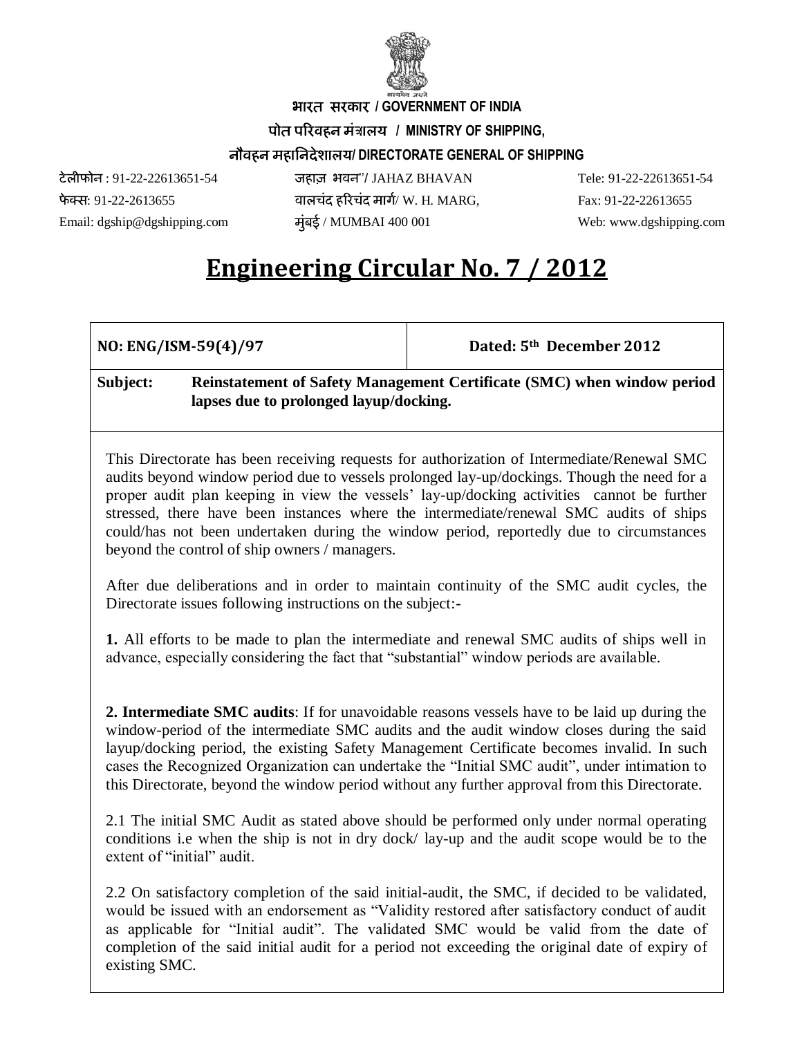भारत सरकार / GOVERNMENT OF INDIA

पोत परिवहन मंत्रालय / MINISTRY OF SHIPPING,

नौवहन महानिदेशालय/ DIRECTORATE GENERAL OF SHIPPING

| | | |
|---|---|---|
| टेलीफोन : 91-22-22613651-54 | जहाज़ भवन"/ JAHAZ BHAVAN | Tele: 91-22-22613651-54 |
| फेक्स: 91-22-2613655 | वालचंद हरिचंद मार्ग/ W. H. MARG, | Fax: 91-22-22613655 |
| Email: dgship@dgshipping.com | मुंबई / MUMBAI 400 001 | Web: www.dgshipping.com |

# Engineering Circular No. 7 / 2012

| NO: ENG/ISM-59(4)/97 | Dated: 5th December 2012 |
|---|---|

**Subject: Reinstatement of Safety Management Certificate (SMC) when window period lapses due to prolonged layup/docking.**

This Directorate has been receiving requests for authorization of Intermediate/Renewal SMC audits beyond window period due to vessels prolonged lay-up/dockings. Though the need for a proper audit plan keeping in view the vessels' lay-up/docking activities cannot be further stressed, there have been instances where the intermediate/renewal SMC audits of ships could/has not been undertaken during the window period, reportedly due to circumstances beyond the control of ship owners / managers.

After due deliberations and in order to maintain continuity of the SMC audit cycles, the Directorate issues following instructions on the subject:-

**1.** All efforts to be made to plan the intermediate and renewal SMC audits of ships well in advance, especially considering the fact that "substantial" window periods are available.

**2. Intermediate SMC audits**: If for unavoidable reasons vessels have to be laid up during the window-period of the intermediate SMC audits and the audit window closes during the said layup/docking period, the existing Safety Management Certificate becomes invalid. In such cases the Recognized Organization can undertake the "Initial SMC audit", under intimation to this Directorate, beyond the window period without any further approval from this Directorate.

2.1 The initial SMC Audit as stated above should be performed only under normal operating conditions i.e when the ship is not in dry dock/ lay-up and the audit scope would be to the extent of "initial" audit.

2.2 On satisfactory completion of the said initial-audit, the SMC, if decided to be validated, would be issued with an endorsement as "Validity restored after satisfactory conduct of audit as applicable for "Initial audit". The validated SMC would be valid from the date of completion of the said initial audit for a period not exceeding the original date of expiry of existing SMC.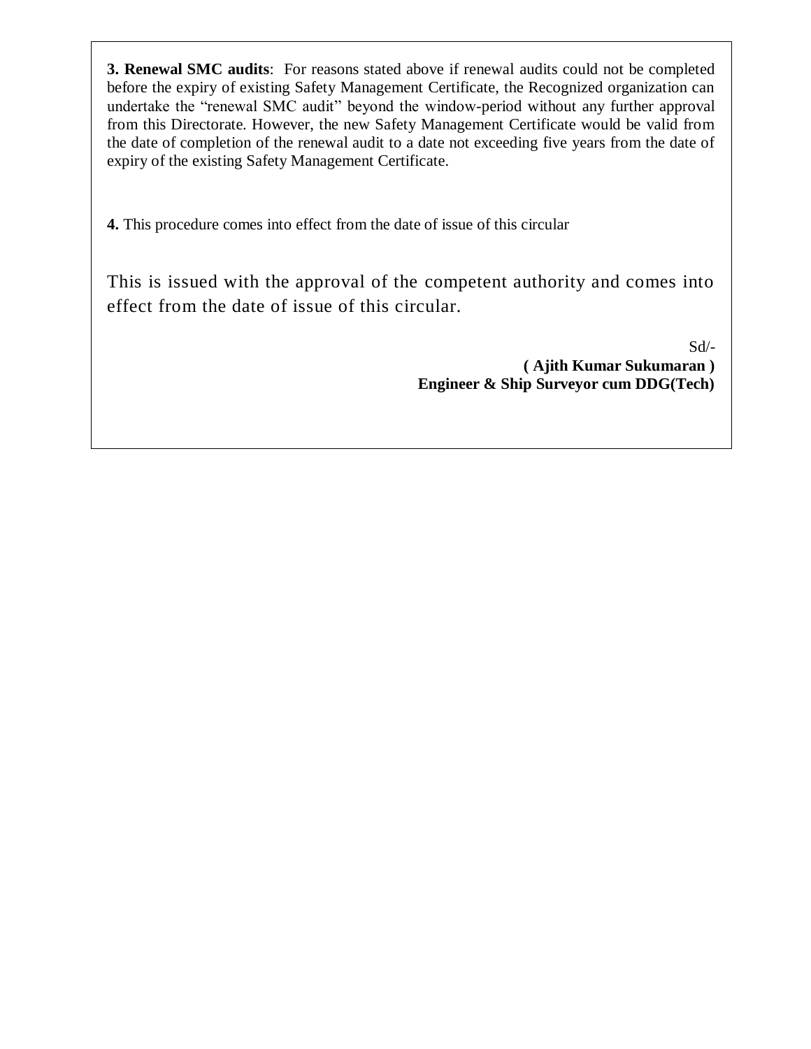**3. Renewal SMC audits**: For reasons stated above if renewal audits could not be completed before the expiry of existing Safety Management Certificate, the Recognized organization can undertake the "renewal SMC audit" beyond the window-period without any further approval from this Directorate. However, the new Safety Management Certificate would be valid from the date of completion of the renewal audit to a date not exceeding five years from the date of expiry of the existing Safety Management Certificate.

**4.** This procedure comes into effect from the date of issue of this circular

This is issued with the approval of the competent authority and comes into effect from the date of issue of this circular.

Sd/-

**( Ajith Kumar Sukumaran )**

**Engineer & Ship Surveyor cum DDG(Tech)**